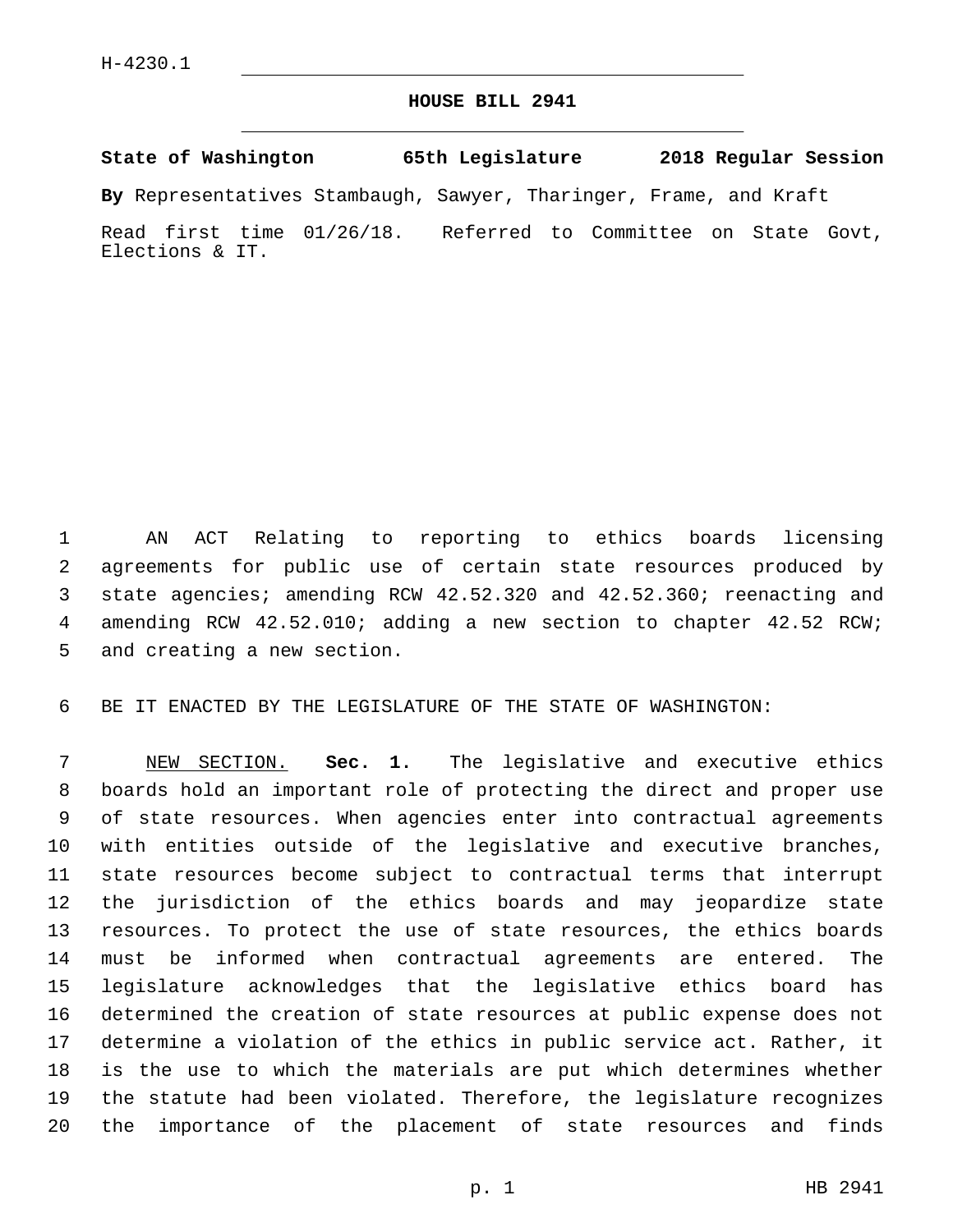H-4230.1

# HOUSE BILL 2941

**State of Washington 65th Legislature 2018 Regular Session**

**By** Representatives Stambaugh, Sawyer, Tharinger, Frame, and Kraft

Read first time 01/26/18. Referred to Committee on State Govt, Elections & IT.

AN ACT Relating to reporting to ethics boards licensing agreements for public use of certain state resources produced by state agencies; amending RCW 42.52.320 and 42.52.360; reenacting and amending RCW 42.52.010; adding a new section to chapter 42.52 RCW; and creating a new section.

BE IT ENACTED BY THE LEGISLATURE OF THE STATE OF WASHINGTON:

NEW SECTION. **Sec. 1.** The legislative and executive ethics boards hold an important role of protecting the direct and proper use of state resources. When agencies enter into contractual agreements with entities outside of the legislative and executive branches, state resources become subject to contractual terms that interrupt the jurisdiction of the ethics boards and may jeopardize state resources. To protect the use of state resources, the ethics boards must be informed when contractual agreements are entered. The legislature acknowledges that the legislative ethics board has determined the creation of state resources at public expense does not determine a violation of the ethics in public service act. Rather, it is the use to which the materials are put which determines whether the statute had been violated. Therefore, the legislature recognizes the importance of the placement of state resources and finds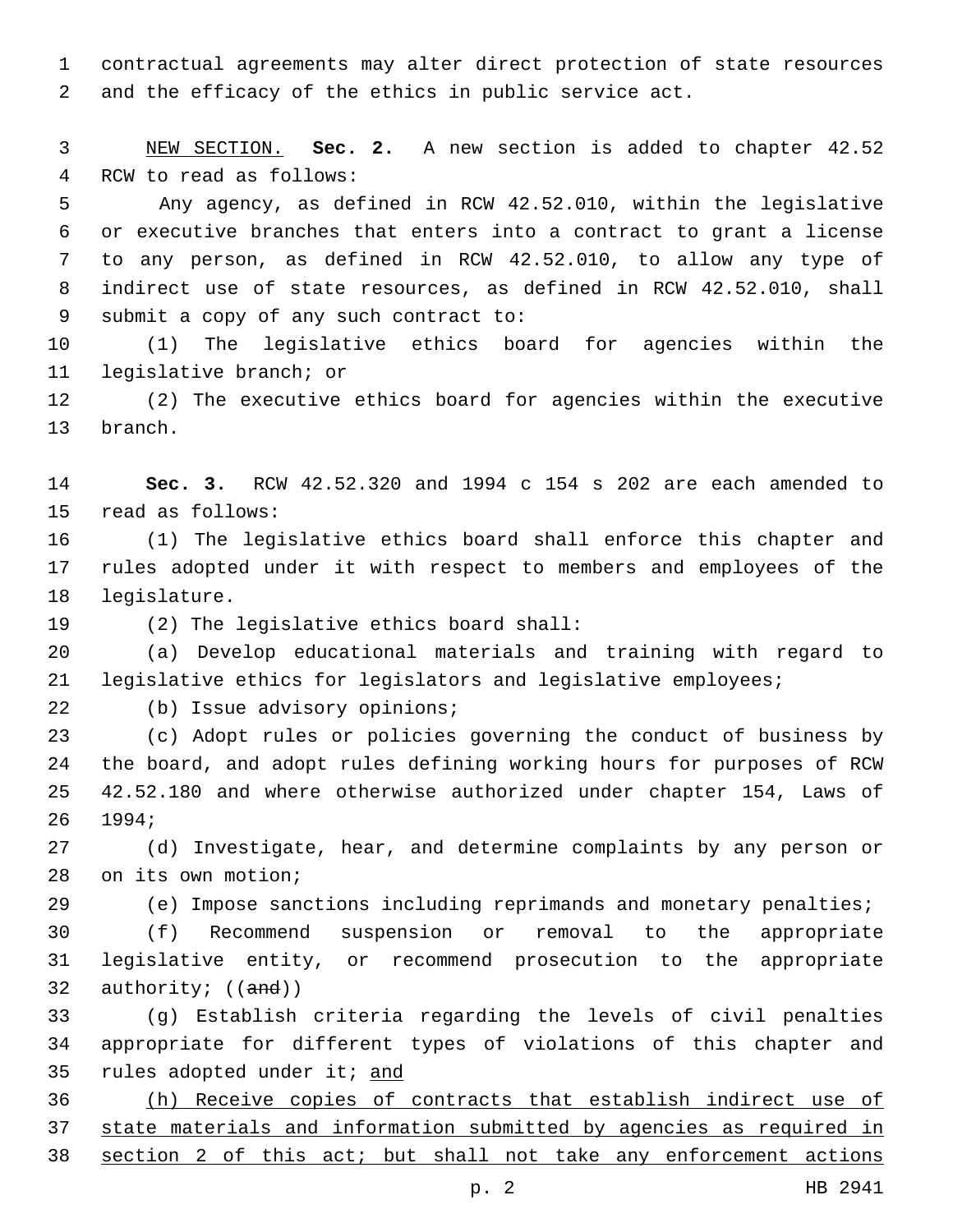contractual agreements may alter direct protection of state resources and the efficacy of the ethics in public service act.

NEW SECTION. **Sec. 2.** A new section is added to chapter 42.52 RCW to read as follows:

Any agency, as defined in RCW 42.52.010, within the legislative or executive branches that enters into a contract to grant a license to any person, as defined in RCW 42.52.010, to allow any type of indirect use of state resources, as defined in RCW 42.52.010, shall submit a copy of any such contract to:

(1) The legislative ethics board for agencies within the legislative branch; or

(2) The executive ethics board for agencies within the executive branch.

**Sec. 3.** RCW 42.52.320 and 1994 c 154 s 202 are each amended to read as follows:

(1) The legislative ethics board shall enforce this chapter and rules adopted under it with respect to members and employees of the legislature.

(2) The legislative ethics board shall:

(a) Develop educational materials and training with regard to legislative ethics for legislators and legislative employees;

(b) Issue advisory opinions;

(c) Adopt rules or policies governing the conduct of business by the board, and adopt rules defining working hours for purposes of RCW 42.52.180 and where otherwise authorized under chapter 154, Laws of 1994;

(d) Investigate, hear, and determine complaints by any person or on its own motion;

(e) Impose sanctions including reprimands and monetary penalties;

(f) Recommend suspension or removal to the appropriate legislative entity, or recommend prosecution to the appropriate authority; ((~~and~~))

(g) Establish criteria regarding the levels of civil penalties appropriate for different types of violations of this chapter and rules adopted under it; <u>and</u>

<u>(h) Receive copies of contracts that establish indirect use of state materials and information submitted by agencies as required in section 2 of this act; but shall not take any enforcement actions</u>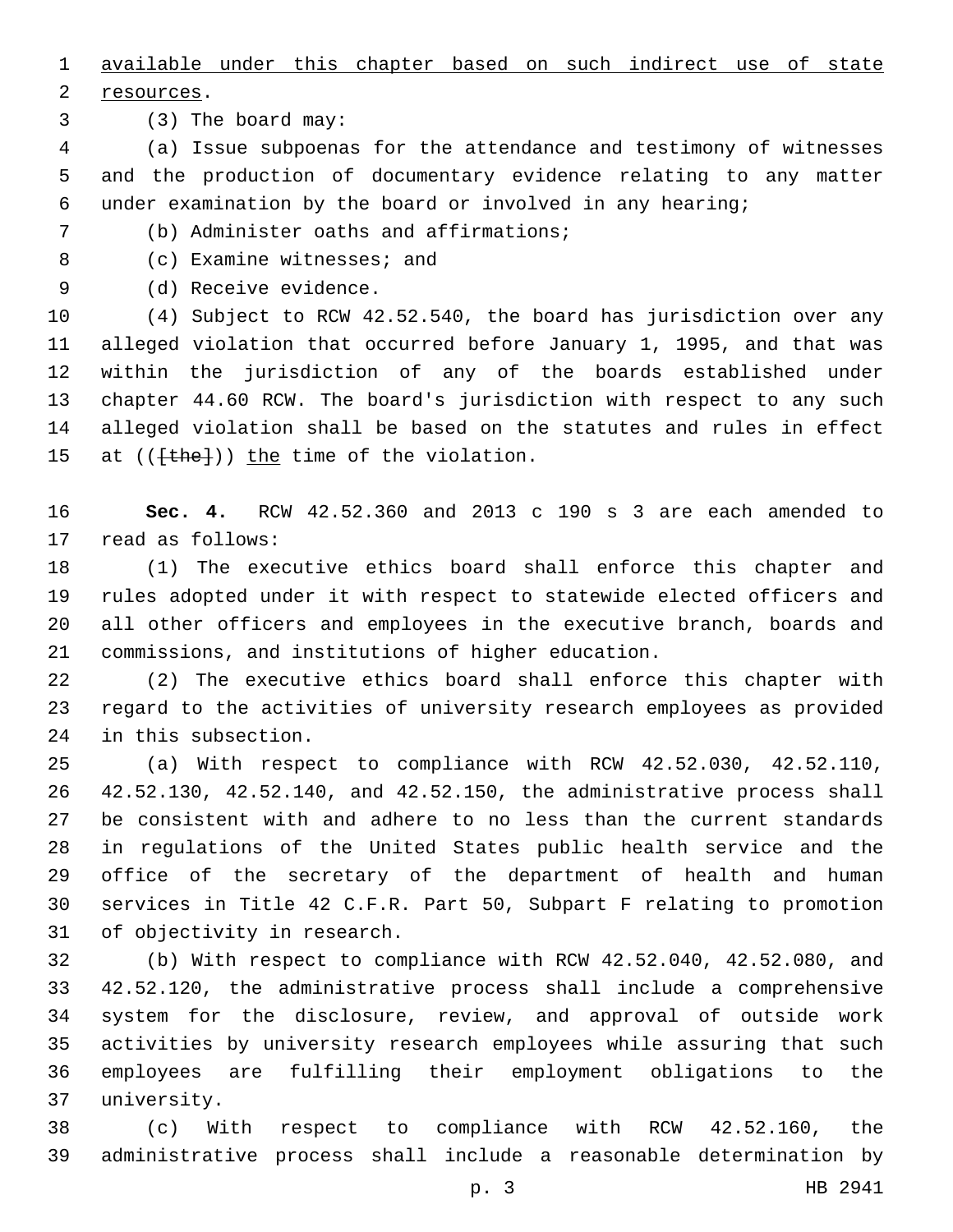available under this chapter based on such indirect use of state resources.

(3) The board may:

(a) Issue subpoenas for the attendance and testimony of witnesses and the production of documentary evidence relating to any matter under examination by the board or involved in any hearing;

(b) Administer oaths and affirmations;

(c) Examine witnesses; and

(d) Receive evidence.

(4) Subject to RCW 42.52.540, the board has jurisdiction over any alleged violation that occurred before January 1, 1995, and that was within the jurisdiction of any of the boards established under chapter 44.60 RCW. The board's jurisdiction with respect to any such alleged violation shall be based on the statutes and rules in effect at (([the])) the time of the violation.

**Sec. 4.** RCW 42.52.360 and 2013 c 190 s 3 are each amended to read as follows:

(1) The executive ethics board shall enforce this chapter and rules adopted under it with respect to statewide elected officers and all other officers and employees in the executive branch, boards and commissions, and institutions of higher education.

(2) The executive ethics board shall enforce this chapter with regard to the activities of university research employees as provided in this subsection.

(a) With respect to compliance with RCW 42.52.030, 42.52.110, 42.52.130, 42.52.140, and 42.52.150, the administrative process shall be consistent with and adhere to no less than the current standards in regulations of the United States public health service and the office of the secretary of the department of health and human services in Title 42 C.F.R. Part 50, Subpart F relating to promotion of objectivity in research.

(b) With respect to compliance with RCW 42.52.040, 42.52.080, and 42.52.120, the administrative process shall include a comprehensive system for the disclosure, review, and approval of outside work activities by university research employees while assuring that such employees are fulfilling their employment obligations to the university.

(c) With respect to compliance with RCW 42.52.160, the administrative process shall include a reasonable determination by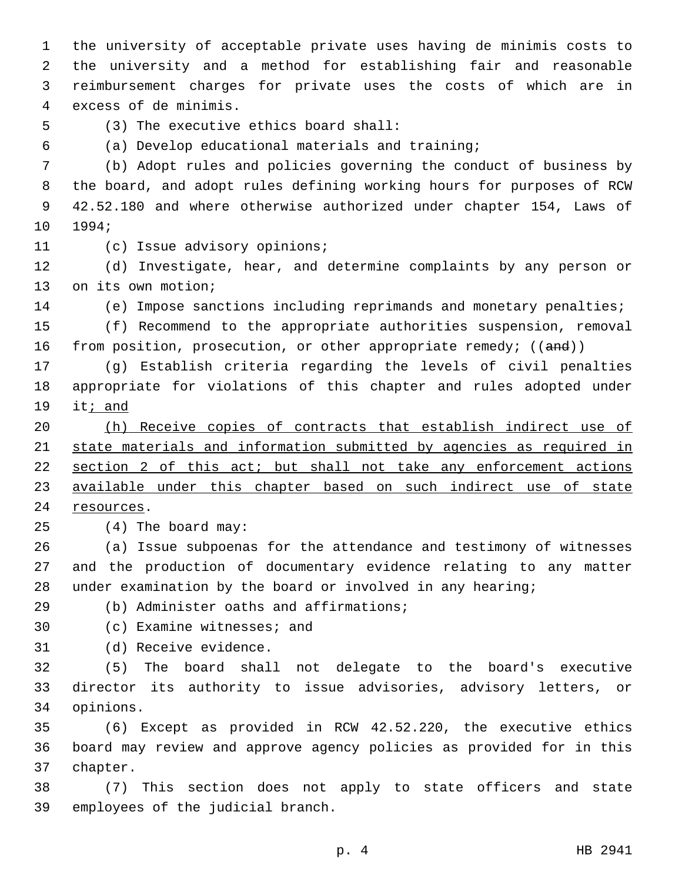the university of acceptable private uses having de minimis costs to the university and a method for establishing fair and reasonable reimbursement charges for private uses the costs of which are in excess of de minimis.

(3) The executive ethics board shall:

(a) Develop educational materials and training;

(b) Adopt rules and policies governing the conduct of business by the board, and adopt rules defining working hours for purposes of RCW 42.52.180 and where otherwise authorized under chapter 154, Laws of 1994;

(c) Issue advisory opinions;

(d) Investigate, hear, and determine complaints by any person or on its own motion;

(e) Impose sanctions including reprimands and monetary penalties;

(f) Recommend to the appropriate authorities suspension, removal from position, prosecution, or other appropriate remedy; ((~~and~~))

(g) Establish criteria regarding the levels of civil penalties appropriate for violations of this chapter and rules adopted under it<u>; and</u>

<u>(h) Receive copies of contracts that establish indirect use of state materials and information submitted by agencies as required in section 2 of this act; but shall not take any enforcement actions available under this chapter based on such indirect use of state resources</u>.

(4) The board may:

(a) Issue subpoenas for the attendance and testimony of witnesses and the production of documentary evidence relating to any matter under examination by the board or involved in any hearing;

(b) Administer oaths and affirmations;

(c) Examine witnesses; and

(d) Receive evidence.

(5) The board shall not delegate to the board's executive director its authority to issue advisories, advisory letters, or opinions.

(6) Except as provided in RCW 42.52.220, the executive ethics board may review and approve agency policies as provided for in this chapter.

(7) This section does not apply to state officers and state employees of the judicial branch.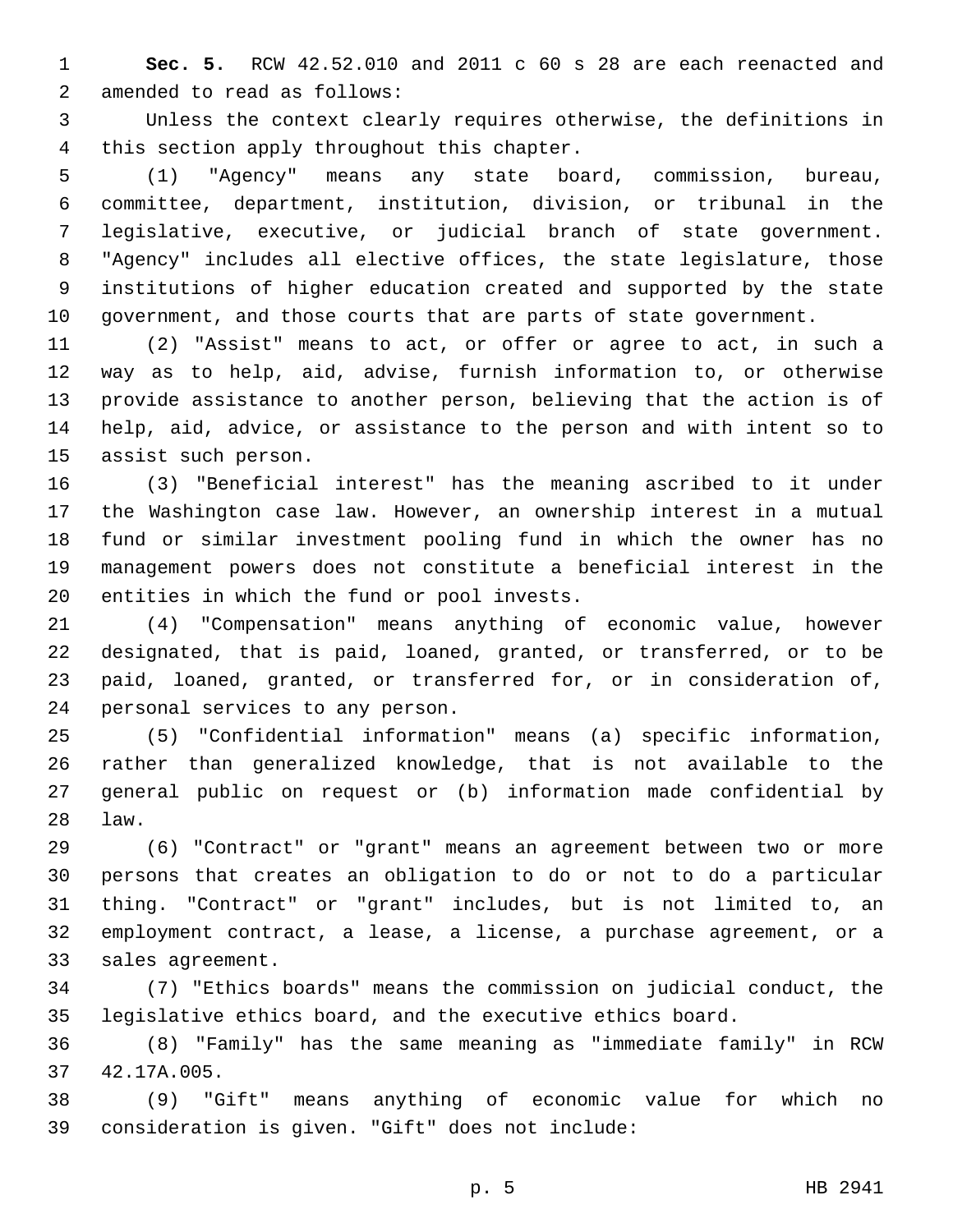**Sec. 5.** RCW 42.52.010 and 2011 c 60 s 28 are each reenacted and amended to read as follows:

Unless the context clearly requires otherwise, the definitions in this section apply throughout this chapter.

(1) "Agency" means any state board, commission, bureau, committee, department, institution, division, or tribunal in the legislative, executive, or judicial branch of state government. "Agency" includes all elective offices, the state legislature, those institutions of higher education created and supported by the state government, and those courts that are parts of state government.

(2) "Assist" means to act, or offer or agree to act, in such a way as to help, aid, advise, furnish information to, or otherwise provide assistance to another person, believing that the action is of help, aid, advice, or assistance to the person and with intent so to assist such person.

(3) "Beneficial interest" has the meaning ascribed to it under the Washington case law. However, an ownership interest in a mutual fund or similar investment pooling fund in which the owner has no management powers does not constitute a beneficial interest in the entities in which the fund or pool invests.

(4) "Compensation" means anything of economic value, however designated, that is paid, loaned, granted, or transferred, or to be paid, loaned, granted, or transferred for, or in consideration of, personal services to any person.

(5) "Confidential information" means (a) specific information, rather than generalized knowledge, that is not available to the general public on request or (b) information made confidential by law.

(6) "Contract" or "grant" means an agreement between two or more persons that creates an obligation to do or not to do a particular thing. "Contract" or "grant" includes, but is not limited to, an employment contract, a lease, a license, a purchase agreement, or a sales agreement.

(7) "Ethics boards" means the commission on judicial conduct, the legislative ethics board, and the executive ethics board.

(8) "Family" has the same meaning as "immediate family" in RCW 42.17A.005.

(9) "Gift" means anything of economic value for which no consideration is given. "Gift" does not include: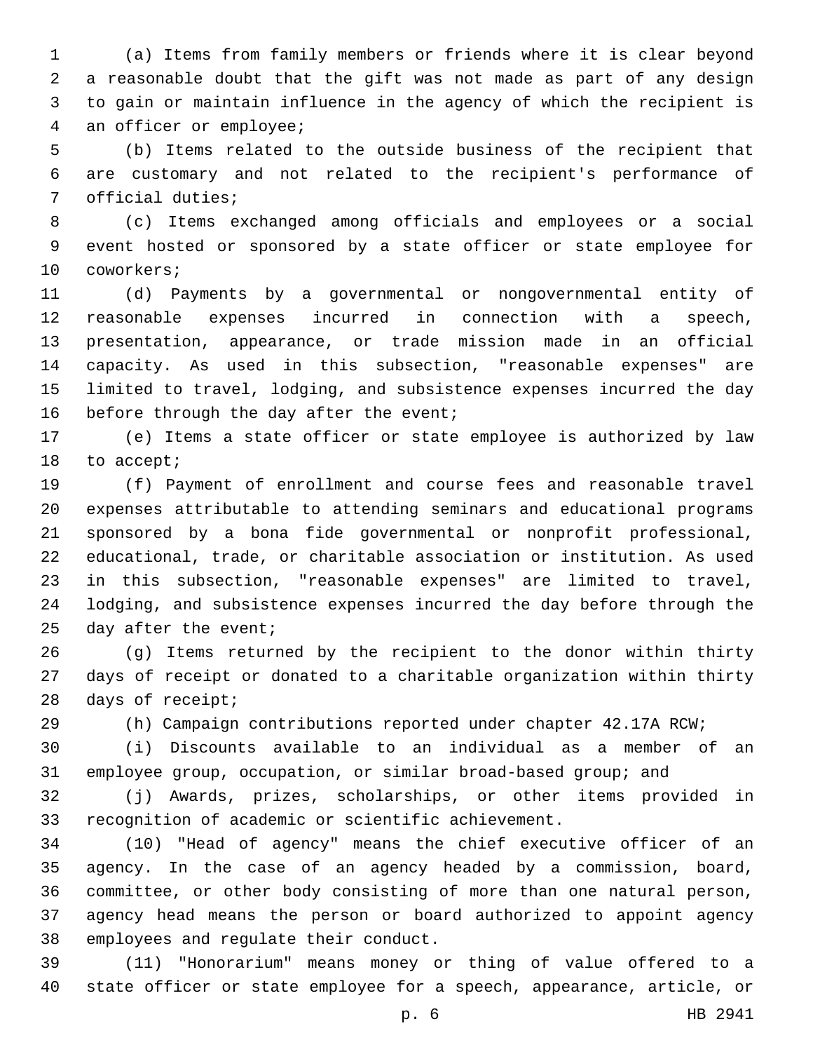(a) Items from family members or friends where it is clear beyond a reasonable doubt that the gift was not made as part of any design to gain or maintain influence in the agency of which the recipient is an officer or employee;

(b) Items related to the outside business of the recipient that are customary and not related to the recipient's performance of official duties;

(c) Items exchanged among officials and employees or a social event hosted or sponsored by a state officer or state employee for coworkers;

(d) Payments by a governmental or nongovernmental entity of reasonable expenses incurred in connection with a speech, presentation, appearance, or trade mission made in an official capacity. As used in this subsection, "reasonable expenses" are limited to travel, lodging, and subsistence expenses incurred the day before through the day after the event;

(e) Items a state officer or state employee is authorized by law to accept;

(f) Payment of enrollment and course fees and reasonable travel expenses attributable to attending seminars and educational programs sponsored by a bona fide governmental or nonprofit professional, educational, trade, or charitable association or institution. As used in this subsection, "reasonable expenses" are limited to travel, lodging, and subsistence expenses incurred the day before through the day after the event;

(g) Items returned by the recipient to the donor within thirty days of receipt or donated to a charitable organization within thirty days of receipt;

(h) Campaign contributions reported under chapter 42.17A RCW;

(i) Discounts available to an individual as a member of an employee group, occupation, or similar broad-based group; and

(j) Awards, prizes, scholarships, or other items provided in recognition of academic or scientific achievement.

(10) "Head of agency" means the chief executive officer of an agency. In the case of an agency headed by a commission, board, committee, or other body consisting of more than one natural person, agency head means the person or board authorized to appoint agency employees and regulate their conduct.

(11) "Honorarium" means money or thing of value offered to a state officer or state employee for a speech, appearance, article, or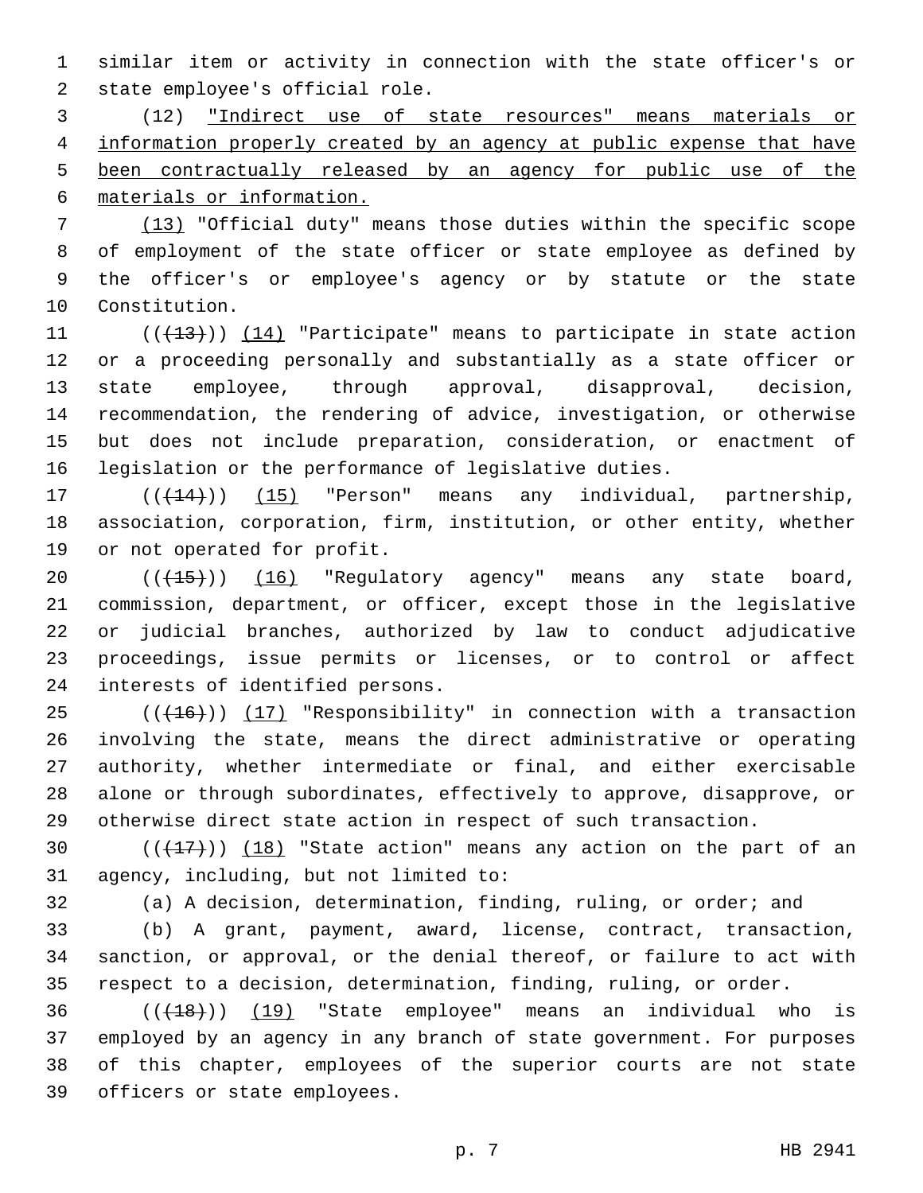similar item or activity in connection with the state officer's or state employee's official role.

(12) "Indirect use of state resources" means materials or information properly created by an agency at public expense that have been contractually released by an agency for public use of the materials or information.

(13) "Official duty" means those duties within the specific scope of employment of the state officer or state employee as defined by the officer's or employee's agency or by statute or the state Constitution.

(((13))) (14) "Participate" means to participate in state action or a proceeding personally and substantially as a state officer or state employee, through approval, disapproval, decision, recommendation, the rendering of advice, investigation, or otherwise but does not include preparation, consideration, or enactment of legislation or the performance of legislative duties.

(((14))) (15) "Person" means any individual, partnership, association, corporation, firm, institution, or other entity, whether or not operated for profit.

(((15))) (16) "Regulatory agency" means any state board, commission, department, or officer, except those in the legislative or judicial branches, authorized by law to conduct adjudicative proceedings, issue permits or licenses, or to control or affect interests of identified persons.

(((16))) (17) "Responsibility" in connection with a transaction involving the state, means the direct administrative or operating authority, whether intermediate or final, and either exercisable alone or through subordinates, effectively to approve, disapprove, or otherwise direct state action in respect of such transaction.

(((17))) (18) "State action" means any action on the part of an agency, including, but not limited to:

(a) A decision, determination, finding, ruling, or order; and

(b) A grant, payment, award, license, contract, transaction, sanction, or approval, or the denial thereof, or failure to act with respect to a decision, determination, finding, ruling, or order.

(((18))) (19) "State employee" means an individual who is employed by an agency in any branch of state government. For purposes of this chapter, employees of the superior courts are not state officers or state employees.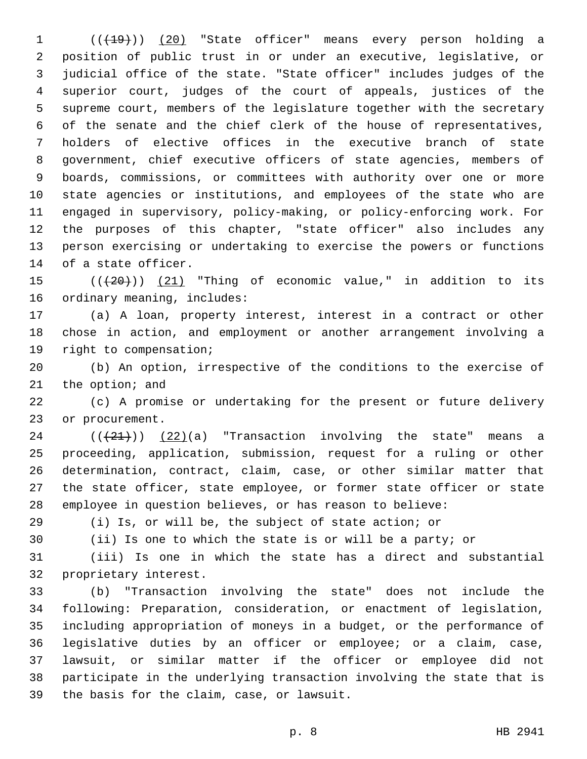(((19))) (20) "State officer" means every person holding a position of public trust in or under an executive, legislative, or judicial office of the state. "State officer" includes judges of the superior court, judges of the court of appeals, justices of the supreme court, members of the legislature together with the secretary of the senate and the chief clerk of the house of representatives, holders of elective offices in the executive branch of state government, chief executive officers of state agencies, members of boards, commissions, or committees with authority over one or more state agencies or institutions, and employees of the state who are engaged in supervisory, policy-making, or policy-enforcing work. For the purposes of this chapter, "state officer" also includes any person exercising or undertaking to exercise the powers or functions of a state officer.

(((20))) (21) "Thing of economic value," in addition to its ordinary meaning, includes:

(a) A loan, property interest, interest in a contract or other chose in action, and employment or another arrangement involving a right to compensation;

(b) An option, irrespective of the conditions to the exercise of the option; and

(c) A promise or undertaking for the present or future delivery or procurement.

(((21))) (22)(a) "Transaction involving the state" means a proceeding, application, submission, request for a ruling or other determination, contract, claim, case, or other similar matter that the state officer, state employee, or former state officer or state employee in question believes, or has reason to believe:

(i) Is, or will be, the subject of state action; or

(ii) Is one to which the state is or will be a party; or

(iii) Is one in which the state has a direct and substantial proprietary interest.

(b) "Transaction involving the state" does not include the following: Preparation, consideration, or enactment of legislation, including appropriation of moneys in a budget, or the performance of legislative duties by an officer or employee; or a claim, case, lawsuit, or similar matter if the officer or employee did not participate in the underlying transaction involving the state that is the basis for the claim, case, or lawsuit.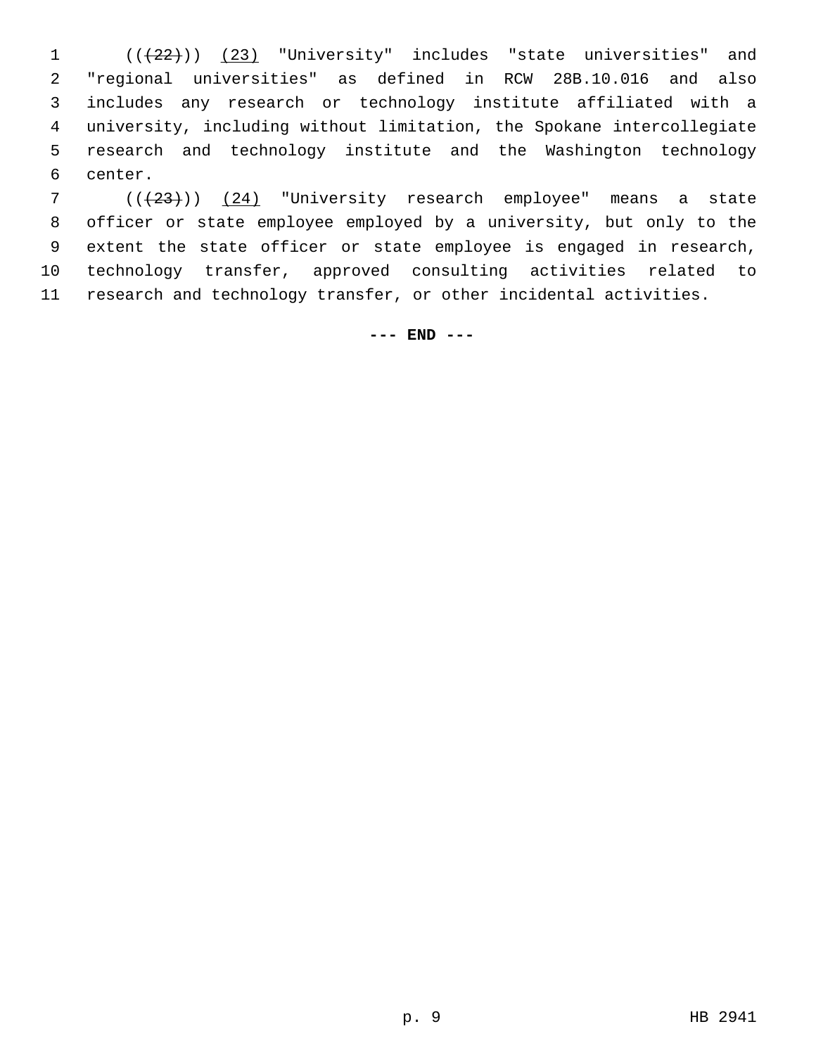(((22))) (23) "University" includes "state universities" and "regional universities" as defined in RCW 28B.10.016 and also includes any research or technology institute affiliated with a university, including without limitation, the Spokane intercollegiate research and technology institute and the Washington technology center.

(((23))) (24) "University research employee" means a state officer or state employee employed by a university, but only to the extent the state officer or state employee is engaged in research, technology transfer, approved consulting activities related to research and technology transfer, or other incidental activities.

**--- END ---**